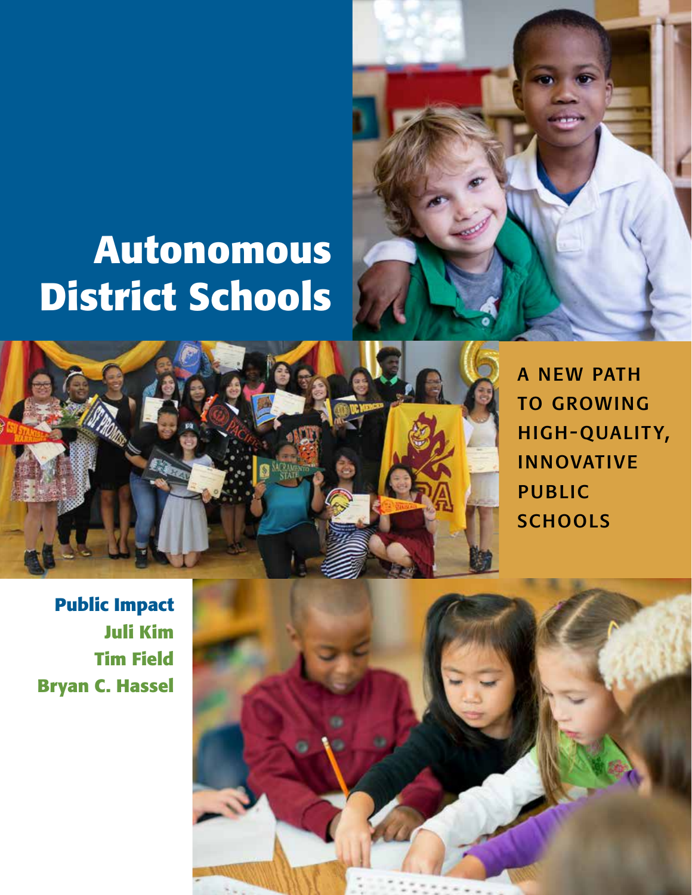# Autonomous District Schools

## A NEW PATH TO GROWING HIGH-QUALITY, INNOVATIVE PUBLIC SCHOOLS

**Public Impact**
**Juli Kim**
**Tim Field**
**Bryan C. Hassel**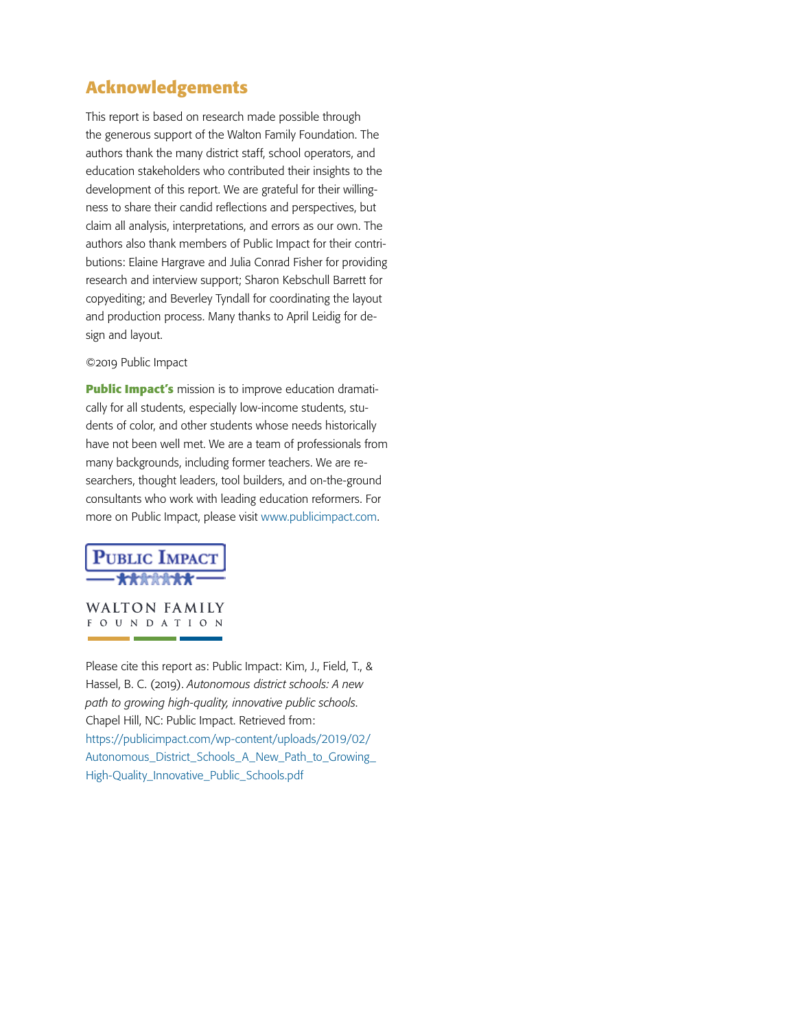## Acknowledgements

This report is based on research made possible through the generous support of the Walton Family Foundation. The authors thank the many district staff, school operators, and education stakeholders who contributed their insights to the development of this report. We are grateful for their willingness to share their candid reflections and perspectives, but claim all analysis, interpretations, and errors as our own. The authors also thank members of Public Impact for their contributions: Elaine Hargrave and Julia Conrad Fisher for providing research and interview support; Sharon Kebschull Barrett for copyediting; and Beverley Tyndall for coordinating the layout and production process. Many thanks to April Leidig for design and layout.

©2019 Public Impact

**Public Impact's** mission is to improve education dramatically for all students, especially low-income students, students of color, and other students whose needs historically have not been well met. We are a team of professionals from many backgrounds, including former teachers. We are researchers, thought leaders, tool builders, and on-the-ground consultants who work with leading education reformers. For more on Public Impact, please visit www.publicimpact.com.

PUBLIC IMPACT

WALTON FAMILY FOUNDATION

Please cite this report as: Public Impact: Kim, J., Field, T., & Hassel, B. C. (2019). *Autonomous district schools: A new path to growing high-quality, innovative public schools.* Chapel Hill, NC: Public Impact. Retrieved from: https://publicimpact.com/wp-content/uploads/2019/02/Autonomous_District_Schools_A_New_Path_to_Growing_High-Quality_Innovative_Public_Schools.pdf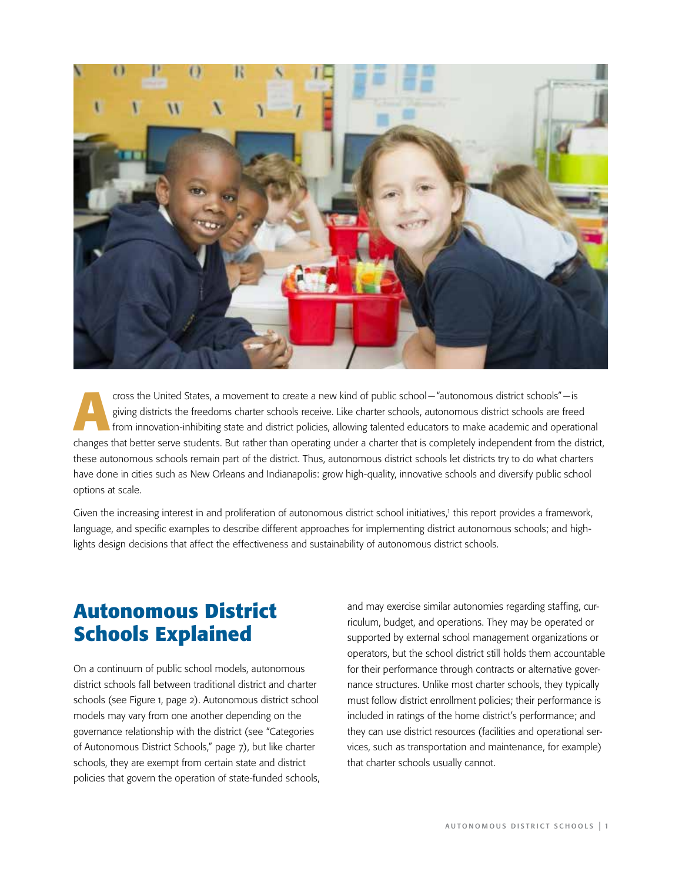Across the United States, a movement to create a new kind of public school—"autonomous district schools"—is giving districts the freedoms charter schools receive. Like charter schools, autonomous district schools are freed from innovation-inhibiting state and district policies, allowing talented educators to make academic and operational changes that better serve students. But rather than operating under a charter that is completely independent from the district, these autonomous schools remain part of the district. Thus, autonomous district schools let districts try to do what charters have done in cities such as New Orleans and Indianapolis: grow high-quality, innovative schools and diversify public school options at scale.

Given the increasing interest in and proliferation of autonomous district school initiatives,[1] this report provides a framework, language, and specific examples to describe different approaches for implementing district autonomous schools; and highlights design decisions that affect the effectiveness and sustainability of autonomous district schools.

## Autonomous District Schools Explained

On a continuum of public school models, autonomous district schools fall between traditional district and charter schools (see Figure 1, page 2). Autonomous district school models may vary from one another depending on the governance relationship with the district (see "Categories of Autonomous District Schools," page 7), but like charter schools, they are exempt from certain state and district policies that govern the operation of state-funded schools, and may exercise similar autonomies regarding staffing, curriculum, budget, and operations. They may be operated or supported by external school management organizations or operators, but the school district still holds them accountable for their performance through contracts or alternative governance structures. Unlike most charter schools, they typically must follow district enrollment policies; their performance is included in ratings of the home district's performance; and they can use district resources (facilities and operational services, such as transportation and maintenance, for example) that charter schools usually cannot.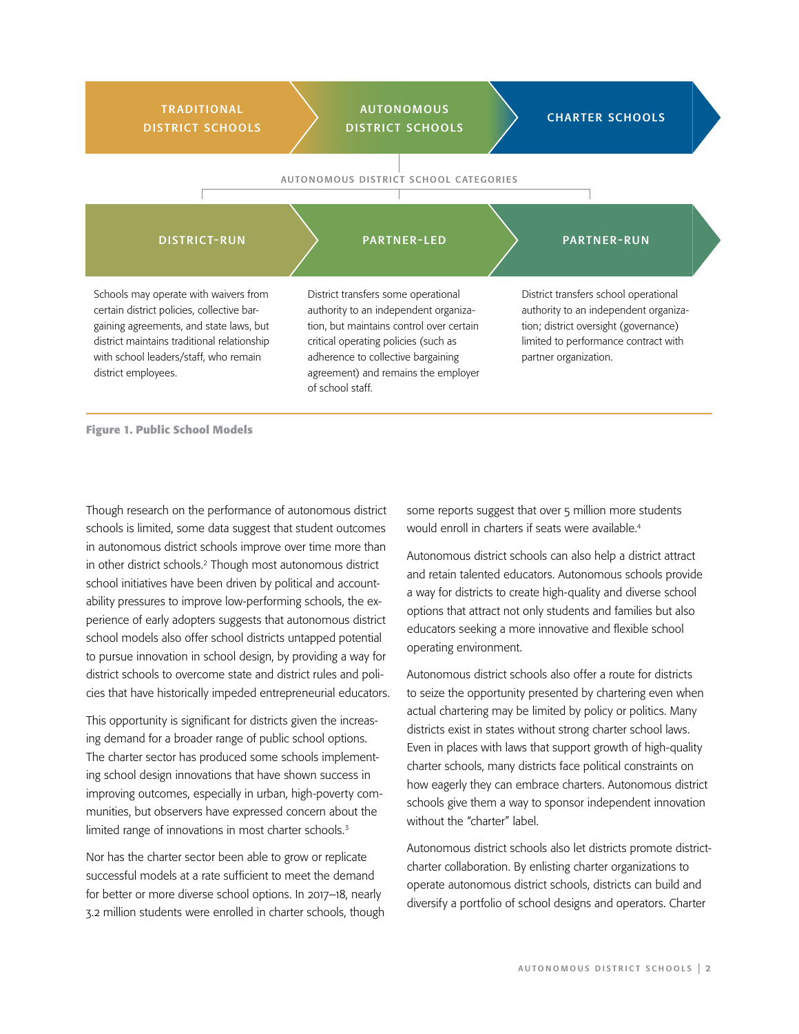**TRADITIONAL DISTRICT SCHOOLS** → **AUTONOMOUS DISTRICT SCHOOLS** → **CHARTER SCHOOLS**

AUTONOMOUS DISTRICT SCHOOL CATEGORIES

| DISTRICT-RUN | PARTNER-LED | PARTNER-RUN |
| --- | --- | --- |
| Schools may operate with waivers from certain district policies, collective bargaining agreements, and state laws, but district maintains traditional relationship with school leaders/staff, who remain district employees. | District transfers some operational authority to an independent organization, but maintains control over certain critical operating policies (such as adherence to collective bargaining agreement) and remains the employer of school staff. | District transfers school operational authority to an independent organization; district oversight (governance) limited to performance contract with partner organization. |

**Figure 1. Public School Models**

Though research on the performance of autonomous district schools is limited, some data suggest that student outcomes in autonomous district schools improve over time more than in other district schools.[2] Though most autonomous district school initiatives have been driven by political and accountability pressures to improve low-performing schools, the experience of early adopters suggests that autonomous district school models also offer school districts untapped potential to pursue innovation in school design, by providing a way for district schools to overcome state and district rules and policies that have historically impeded entrepreneurial educators.

This opportunity is significant for districts given the increasing demand for a broader range of public school options. The charter sector has produced some schools implementing school design innovations that have shown success in improving outcomes, especially in urban, high-poverty communities, but observers have expressed concern about the limited range of innovations in most charter schools.[3]

Nor has the charter sector been able to grow or replicate successful models at a rate sufficient to meet the demand for better or more diverse school options. In 2017–18, nearly 3.2 million students were enrolled in charter schools, though some reports suggest that over 5 million more students would enroll in charters if seats were available.[4]

Autonomous district schools can also help a district attract and retain talented educators. Autonomous schools provide a way for districts to create high-quality and diverse school options that attract not only students and families but also educators seeking a more innovative and flexible school operating environment.

Autonomous district schools also offer a route for districts to seize the opportunity presented by chartering even when actual chartering may be limited by policy or politics. Many districts exist in states without strong charter school laws. Even in places with laws that support growth of high-quality charter schools, many districts face political constraints on how eagerly they can embrace charters. Autonomous district schools give them a way to sponsor independent innovation without the "charter" label.

Autonomous district schools also let districts promote district-charter collaboration. By enlisting charter organizations to operate autonomous district schools, districts can build and diversify a portfolio of school designs and operators. Charter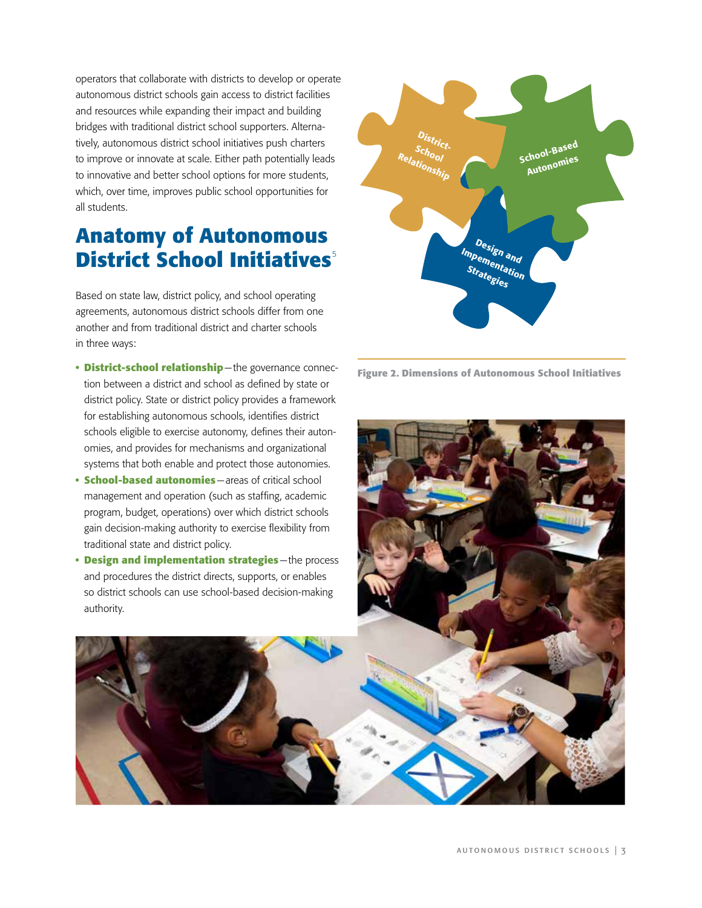operators that collaborate with districts to develop or operate autonomous district schools gain access to district facilities and resources while expanding their impact and building bridges with traditional district school supporters. Alternatively, autonomous district school initiatives push charters to improve or innovate at scale. Either path potentially leads to innovative and better school options for more students, which, over time, improves public school opportunities for all students.

## Anatomy of Autonomous District School Initiatives[5]

Based on state law, district policy, and school operating agreements, autonomous district schools differ from one another and from traditional district and charter schools in three ways:

- **District-school relationship**—the governance connection between a district and school as defined by state or district policy. State or district policy provides a framework for establishing autonomous schools, identifies district schools eligible to exercise autonomy, defines their autonomies, and provides for mechanisms and organizational systems that both enable and protect those autonomies.
- **School-based autonomies**—areas of critical school management and operation (such as staffing, academic program, budget, operations) over which district schools gain decision-making authority to exercise flexibility from traditional state and district policy.
- **Design and implementation strategies**—the process and procedures the district directs, supports, or enables so district schools can use school-based decision-making authority.

District-School Relationship

School-Based Autonomies

Design and Impementation Strategies

**Figure 2. Dimensions of Autonomous School Initiatives**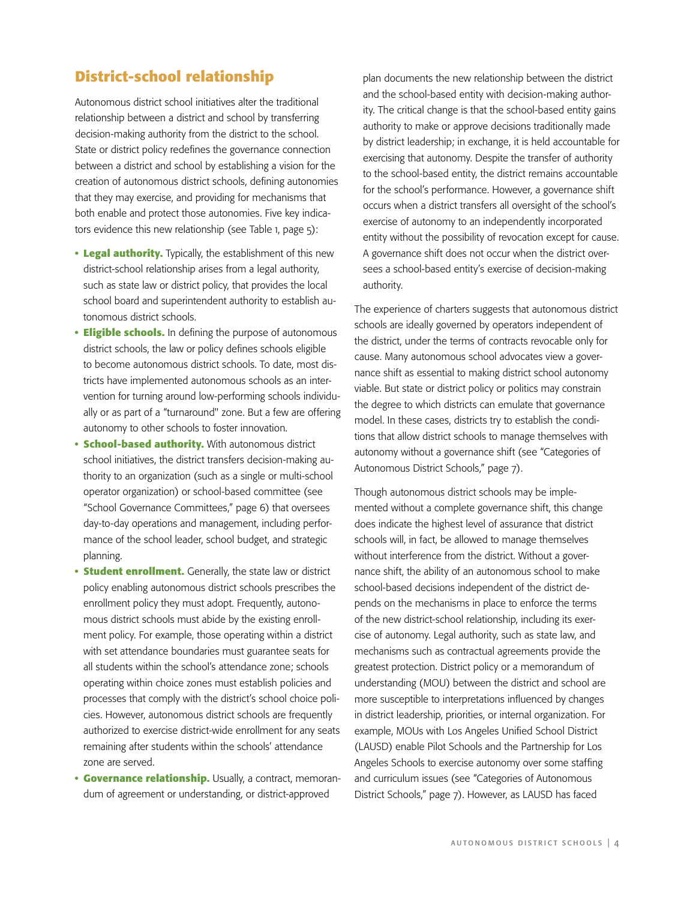## District-school relationship

Autonomous district school initiatives alter the traditional relationship between a district and school by transferring decision-making authority from the district to the school. State or district policy redefines the governance connection between a district and school by establishing a vision for the creation of autonomous district schools, defining autonomies that they may exercise, and providing for mechanisms that both enable and protect those autonomies. Five key indicators evidence this new relationship (see Table 1, page 5):

- **Legal authority.** Typically, the establishment of this new district-school relationship arises from a legal authority, such as state law or district policy, that provides the local school board and superintendent authority to establish autonomous district schools.
- **Eligible schools.** In defining the purpose of autonomous district schools, the law or policy defines schools eligible to become autonomous district schools. To date, most districts have implemented autonomous schools as an intervention for turning around low-performing schools individually or as part of a "turnaround" zone. But a few are offering autonomy to other schools to foster innovation.
- **School-based authority.** With autonomous district school initiatives, the district transfers decision-making authority to an organization (such as a single or multi-school operator organization) or school-based committee (see "School Governance Committees," page 6) that oversees day-to-day operations and management, including performance of the school leader, school budget, and strategic planning.
- **Student enrollment.** Generally, the state law or district policy enabling autonomous district schools prescribes the enrollment policy they must adopt. Frequently, autonomous district schools must abide by the existing enrollment policy. For example, those operating within a district with set attendance boundaries must guarantee seats for all students within the school's attendance zone; schools operating within choice zones must establish policies and processes that comply with the district's school choice policies. However, autonomous district schools are frequently authorized to exercise district-wide enrollment for any seats remaining after students within the schools' attendance zone are served.
- **Governance relationship.** Usually, a contract, memorandum of agreement or understanding, or district-approved plan documents the new relationship between the district and the school-based entity with decision-making authority. The critical change is that the school-based entity gains authority to make or approve decisions traditionally made by district leadership; in exchange, it is held accountable for exercising that autonomy. Despite the transfer of authority to the school-based entity, the district remains accountable for the school's performance. However, a governance shift occurs when a district transfers all oversight of the school's exercise of autonomy to an independently incorporated entity without the possibility of revocation except for cause. A governance shift does not occur when the district oversees a school-based entity's exercise of decision-making authority.

The experience of charters suggests that autonomous district schools are ideally governed by operators independent of the district, under the terms of contracts revocable only for cause. Many autonomous school advocates view a governance shift as essential to making district school autonomy viable. But state or district policy or politics may constrain the degree to which districts can emulate that governance model. In these cases, districts try to establish the conditions that allow district schools to manage themselves with autonomy without a governance shift (see "Categories of Autonomous District Schools," page 7).

Though autonomous district schools may be implemented without a complete governance shift, this change does indicate the highest level of assurance that district schools will, in fact, be allowed to manage themselves without interference from the district. Without a governance shift, the ability of an autonomous school to make school-based decisions independent of the district depends on the mechanisms in place to enforce the terms of the new district-school relationship, including its exercise of autonomy. Legal authority, such as state law, and mechanisms such as contractual agreements provide the greatest protection. District policy or a memorandum of understanding (MOU) between the district and school are more susceptible to interpretations influenced by changes in district leadership, priorities, or internal organization. For example, MOUs with Los Angeles Unified School District (LAUSD) enable Pilot Schools and the Partnership for Los Angeles Schools to exercise autonomy over some staffing and curriculum issues (see "Categories of Autonomous District Schools," page 7). However, as LAUSD has faced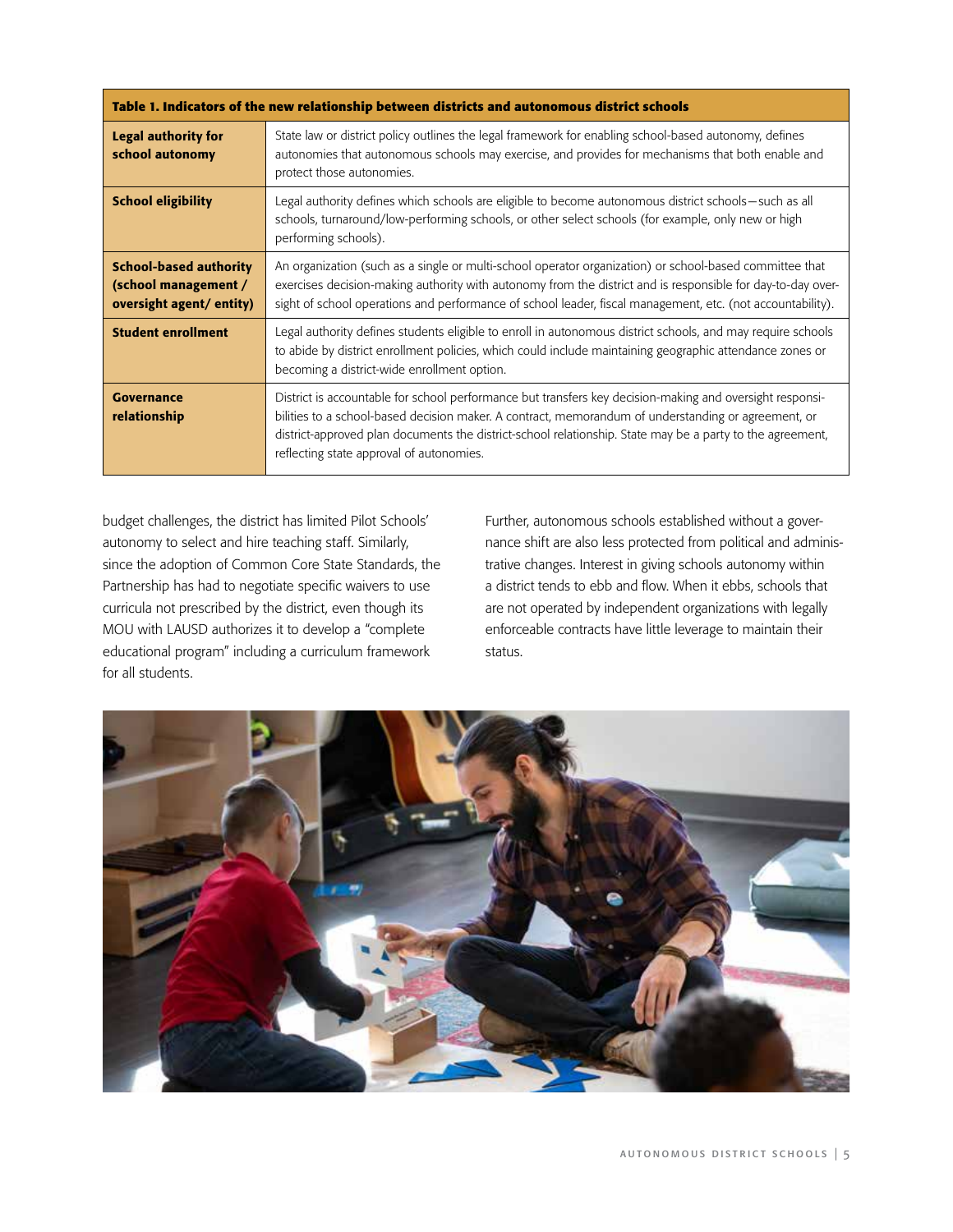| Table 1. Indicators of the new relationship between districts and autonomous district schools | |
|---|---|
| **Legal authority for school autonomy** | State law or district policy outlines the legal framework for enabling school-based autonomy, defines autonomies that autonomous schools may exercise, and provides for mechanisms that both enable and protect those autonomies. |
| **School eligibility** | Legal authority defines which schools are eligible to become autonomous district schools—such as all schools, turnaround/low-performing schools, or other select schools (for example, only new or high performing schools). |
| **School-based authority (school management / oversight agent/ entity)** | An organization (such as a single or multi-school operator organization) or school-based committee that exercises decision-making authority with autonomy from the district and is responsible for day-to-day oversight of school operations and performance of school leader, fiscal management, etc. (not accountability). |
| **Student enrollment** | Legal authority defines students eligible to enroll in autonomous district schools, and may require schools to abide by district enrollment policies, which could include maintaining geographic attendance zones or becoming a district-wide enrollment option. |
| **Governance relationship** | District is accountable for school performance but transfers key decision-making and oversight responsibilities to a school-based decision maker. A contract, memorandum of understanding or agreement, or district-approved plan documents the district-school relationship. State may be a party to the agreement, reflecting state approval of autonomies. |

budget challenges, the district has limited Pilot Schools' autonomy to select and hire teaching staff. Similarly, since the adoption of Common Core State Standards, the Partnership has had to negotiate specific waivers to use curricula not prescribed by the district, even though its MOU with LAUSD authorizes it to develop a "complete educational program" including a curriculum framework for all students.

Further, autonomous schools established without a governance shift are also less protected from political and administrative changes. Interest in giving schools autonomy within a district tends to ebb and flow. When it ebbs, schools that are not operated by independent organizations with legally enforceable contracts have little leverage to maintain their status.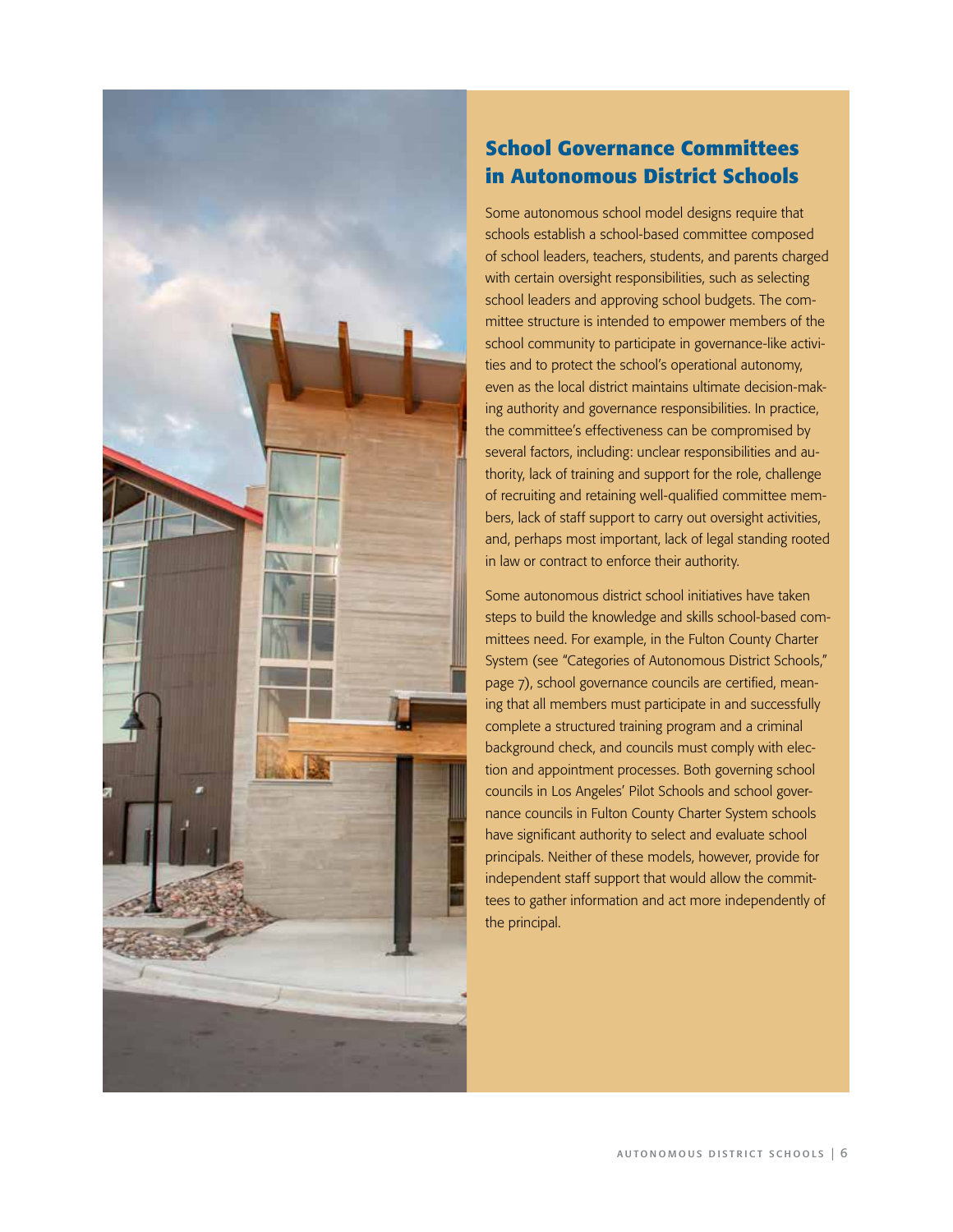## School Governance Committees in Autonomous District Schools

Some autonomous school model designs require that schools establish a school-based committee composed of school leaders, teachers, students, and parents charged with certain oversight responsibilities, such as selecting school leaders and approving school budgets. The committee structure is intended to empower members of the school community to participate in governance-like activities and to protect the school's operational autonomy, even as the local district maintains ultimate decision-making authority and governance responsibilities. In practice, the committee's effectiveness can be compromised by several factors, including: unclear responsibilities and authority, lack of training and support for the role, challenge of recruiting and retaining well-qualified committee members, lack of staff support to carry out oversight activities, and, perhaps most important, lack of legal standing rooted in law or contract to enforce their authority.

Some autonomous district school initiatives have taken steps to build the knowledge and skills school-based committees need. For example, in the Fulton County Charter System (see "Categories of Autonomous District Schools," page 7), school governance councils are certified, meaning that all members must participate in and successfully complete a structured training program and a criminal background check, and councils must comply with election and appointment processes. Both governing school councils in Los Angeles' Pilot Schools and school governance councils in Fulton County Charter System schools have significant authority to select and evaluate school principals. Neither of these models, however, provide for independent staff support that would allow the committees to gather information and act more independently of the principal.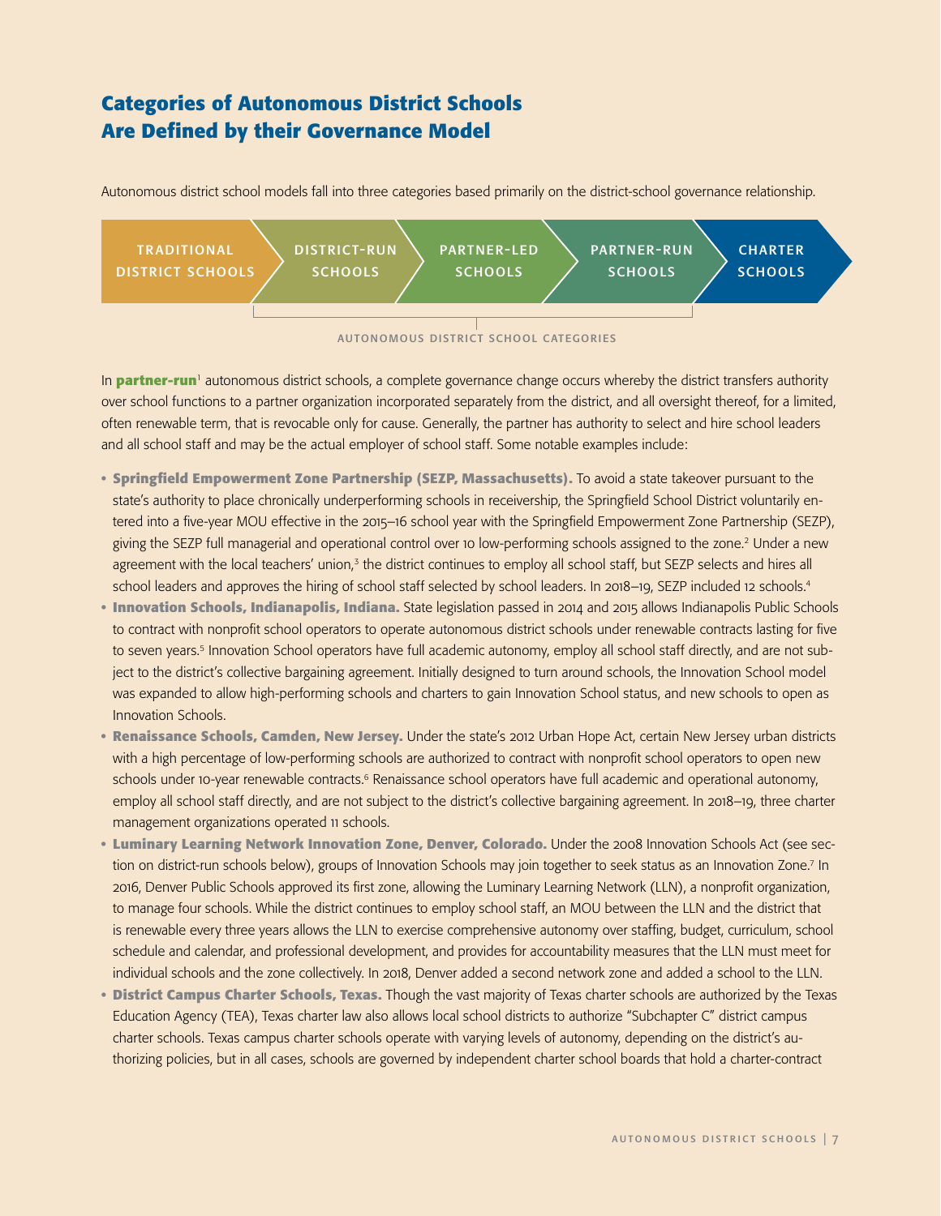## Categories of Autonomous District Schools Are Defined by their Governance Model

Autonomous district school models fall into three categories based primarily on the district-school governance relationship.

TRADITIONAL DISTRICT SCHOOLS → DISTRICT-RUN SCHOOLS → PARTNER-LED SCHOOLS → PARTNER-RUN SCHOOLS → CHARTER SCHOOLS

AUTONOMOUS DISTRICT SCHOOL CATEGORIES

In **partner-run**[1] autonomous district schools, a complete governance change occurs whereby the district transfers authority over school functions to a partner organization incorporated separately from the district, and all oversight thereof, for a limited, often renewable term, that is revocable only for cause. Generally, the partner has authority to select and hire school leaders and all school staff and may be the actual employer of school staff. Some notable examples include:

- **Springfield Empowerment Zone Partnership (SEZP, Massachusetts).** To avoid a state takeover pursuant to the state's authority to place chronically underperforming schools in receivership, the Springfield School District voluntarily entered into a five-year MOU effective in the 2015–16 school year with the Springfield Empowerment Zone Partnership (SEZP), giving the SEZP full managerial and operational control over 10 low-performing schools assigned to the zone.[2] Under a new agreement with the local teachers' union,[3] the district continues to employ all school staff, but SEZP selects and hires all school leaders and approves the hiring of school staff selected by school leaders. In 2018–19, SEZP included 12 schools.[4]
- **Innovation Schools, Indianapolis, Indiana.** State legislation passed in 2014 and 2015 allows Indianapolis Public Schools to contract with nonprofit school operators to operate autonomous district schools under renewable contracts lasting for five to seven years.[5] Innovation School operators have full academic autonomy, employ all school staff directly, and are not subject to the district's collective bargaining agreement. Initially designed to turn around schools, the Innovation School model was expanded to allow high-performing schools and charters to gain Innovation School status, and new schools to open as Innovation Schools.
- **Renaissance Schools, Camden, New Jersey.** Under the state's 2012 Urban Hope Act, certain New Jersey urban districts with a high percentage of low-performing schools are authorized to contract with nonprofit school operators to open new schools under 10-year renewable contracts.[6] Renaissance school operators have full academic and operational autonomy, employ all school staff directly, and are not subject to the district's collective bargaining agreement. In 2018–19, three charter management organizations operated 11 schools.
- **Luminary Learning Network Innovation Zone, Denver, Colorado.** Under the 2008 Innovation Schools Act (see section on district-run schools below), groups of Innovation Schools may join together to seek status as an Innovation Zone.[7] In 2016, Denver Public Schools approved its first zone, allowing the Luminary Learning Network (LLN), a nonprofit organization, to manage four schools. While the district continues to employ school staff, an MOU between the LLN and the district that is renewable every three years allows the LLN to exercise comprehensive autonomy over staffing, budget, curriculum, school schedule and calendar, and professional development, and provides for accountability measures that the LLN must meet for individual schools and the zone collectively. In 2018, Denver added a second network zone and added a school to the LLN.
- **District Campus Charter Schools, Texas.** Though the vast majority of Texas charter schools are authorized by the Texas Education Agency (TEA), Texas charter law also allows local school districts to authorize "Subchapter C" district campus charter schools. Texas campus charter schools operate with varying levels of autonomy, depending on the district's authorizing policies, but in all cases, schools are governed by independent charter school boards that hold a charter-contract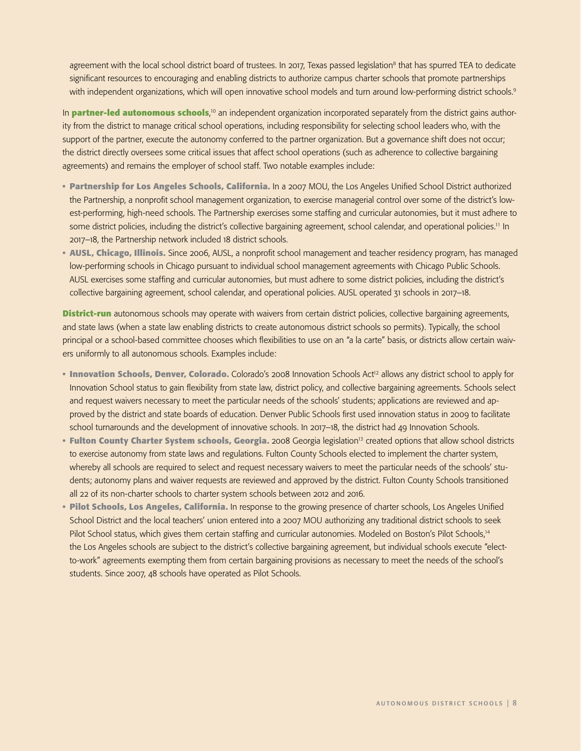agreement with the local school district board of trustees. In 2017, Texas passed legislation[8] that has spurred TEA to dedicate significant resources to encouraging and enabling districts to authorize campus charter schools that promote partnerships with independent organizations, which will open innovative school models and turn around low-performing district schools.[9]

In **partner-led autonomous schools**,[10] an independent organization incorporated separately from the district gains authority from the district to manage critical school operations, including responsibility for selecting school leaders who, with the support of the partner, execute the autonomy conferred to the partner organization. But a governance shift does not occur; the district directly oversees some critical issues that affect school operations (such as adherence to collective bargaining agreements) and remains the employer of school staff. Two notable examples include:

- **Partnership for Los Angeles Schools, California.** In a 2007 MOU, the Los Angeles Unified School District authorized the Partnership, a nonprofit school management organization, to exercise managerial control over some of the district's lowest-performing, high-need schools. The Partnership exercises some staffing and curricular autonomies, but it must adhere to some district policies, including the district's collective bargaining agreement, school calendar, and operational policies.[11] In 2017–18, the Partnership network included 18 district schools.
- **AUSL, Chicago, Illinois.** Since 2006, AUSL, a nonprofit school management and teacher residency program, has managed low-performing schools in Chicago pursuant to individual school management agreements with Chicago Public Schools. AUSL exercises some staffing and curricular autonomies, but must adhere to some district policies, including the district's collective bargaining agreement, school calendar, and operational policies. AUSL operated 31 schools in 2017–18.

**District-run** autonomous schools may operate with waivers from certain district policies, collective bargaining agreements, and state laws (when a state law enabling districts to create autonomous district schools so permits). Typically, the school principal or a school-based committee chooses which flexibilities to use on an "a la carte" basis, or districts allow certain waivers uniformly to all autonomous schools. Examples include:

- **Innovation Schools, Denver, Colorado.** Colorado's 2008 Innovation Schools Act[12] allows any district school to apply for Innovation School status to gain flexibility from state law, district policy, and collective bargaining agreements. Schools select and request waivers necessary to meet the particular needs of the schools' students; applications are reviewed and approved by the district and state boards of education. Denver Public Schools first used innovation status in 2009 to facilitate school turnarounds and the development of innovative schools. In 2017–18, the district had 49 Innovation Schools.
- **Fulton County Charter System schools, Georgia.** 2008 Georgia legislation[13] created options that allow school districts to exercise autonomy from state laws and regulations. Fulton County Schools elected to implement the charter system, whereby all schools are required to select and request necessary waivers to meet the particular needs of the schools' students; autonomy plans and waiver requests are reviewed and approved by the district. Fulton County Schools transitioned all 22 of its non-charter schools to charter system schools between 2012 and 2016.
- **Pilot Schools, Los Angeles, California.** In response to the growing presence of charter schools, Los Angeles Unified School District and the local teachers' union entered into a 2007 MOU authorizing any traditional district schools to seek Pilot School status, which gives them certain staffing and curricular autonomies. Modeled on Boston's Pilot Schools,[14] the Los Angeles schools are subject to the district's collective bargaining agreement, but individual schools execute "elect-to-work" agreements exempting them from certain bargaining provisions as necessary to meet the needs of the school's students. Since 2007, 48 schools have operated as Pilot Schools.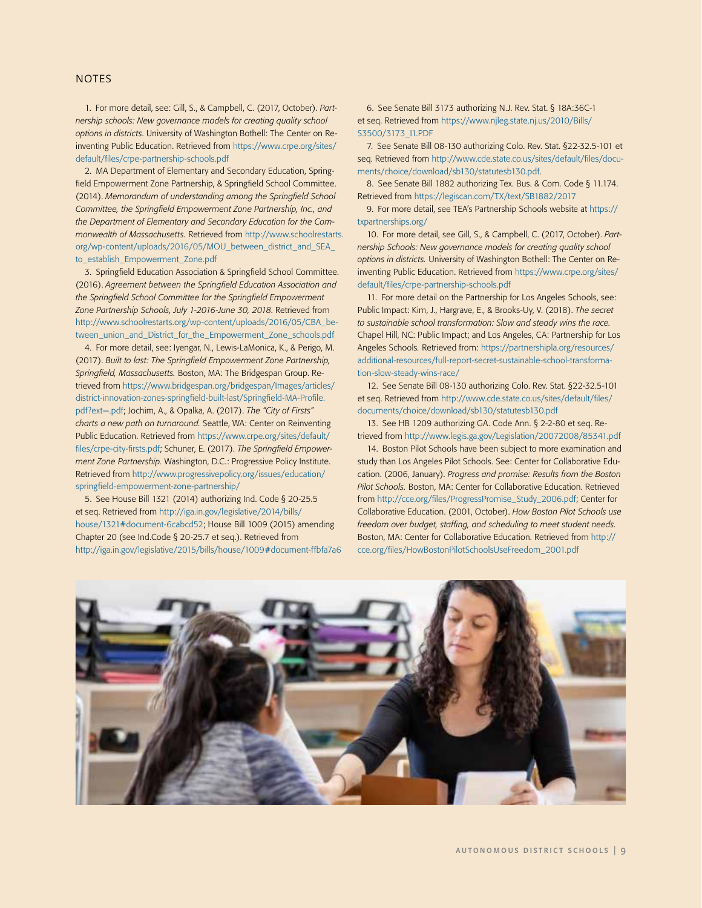## NOTES

1. For more detail, see: Gill, S., & Campbell, C. (2017, October). *Partnership schools: New governance models for creating quality school options in districts.* University of Washington Bothell: The Center on Reinventing Public Education. Retrieved from https://www.crpe.org/sites/default/files/crpe-partnership-schools.pdf

2. MA Department of Elementary and Secondary Education, Springfield Empowerment Zone Partnership, & Springfield School Committee. (2014). *Memorandum of understanding among the Springfield School Committee, the Springfield Empowerment Zone Partnership, Inc., and the Department of Elementary and Secondary Education for the Commonwealth of Massachusetts.* Retrieved from http://www.schoolrestarts.org/wp-content/uploads/2016/05/MOU_between_district_and_SEA_to_establish_Empowerment_Zone.pdf

3. Springfield Education Association & Springfield School Committee. (2016). *Agreement between the Springfield Education Association and the Springfield School Committee for the Springfield Empowerment Zone Partnership Schools, July 1-2016-June 30, 2018.* Retrieved from http://www.schoolrestarts.org/wp-content/uploads/2016/05/CBA_between_union_and_District_for_the_Empowerment_Zone_schools.pdf

4. For more detail, see: Iyengar, N., Lewis-LaMonica, K., & Perigo, M. (2017). *Built to last: The Springfield Empowerment Zone Partnership, Springfield, Massachusetts.* Boston, MA: The Bridgespan Group. Retrieved from https://www.bridgespan.org/bridgespan/Images/articles/district-innovation-zones-springfield-built-last/Springfield-MA-Profile.pdf?ext=.pdf; Jochim, A., & Opalka, A. (2017). *The "City of Firsts" charts a new path on turnaround.* Seattle, WA: Center on Reinventing Public Education. Retrieved from https://www.crpe.org/sites/default/files/crpe-city-firsts.pdf; Schuner, E. (2017). *The Springfield Empowerment Zone Partnership.* Washington, D.C.: Progressive Policy Institute. Retrieved from http://www.progressivepolicy.org/issues/education/springfield-empowerment-zone-partnership/

5. See House Bill 1321 (2014) authorizing Ind. Code § 20-25.5 et seq. Retrieved from http://iga.in.gov/legislative/2014/bills/house/1321#document-6cabcd52; House Bill 1009 (2015) amending Chapter 20 (see Ind.Code § 20-25.7 et seq.). Retrieved from http://iga.in.gov/legislative/2015/bills/house/1009#document-ffbfa7a6

6. See Senate Bill 3173 authorizing N.J. Rev. Stat. § 18A:36C-1 et seq. Retrieved from https://www.njleg.state.nj.us/2010/Bills/S3500/3173_I1.PDF

7. See Senate Bill 08-130 authorizing Colo. Rev. Stat. §22-32.5-101 et seq. Retrieved from http://www.cde.state.co.us/sites/default/files/documents/choice/download/sb130/statutesb130.pdf.

8. See Senate Bill 1882 authorizing Tex. Bus. & Com. Code § 11.174. Retrieved from https://legiscan.com/TX/text/SB1882/2017

9. For more detail, see TEA's Partnership Schools website at https://txpartnerships.org/

10. For more detail, see Gill, S., & Campbell, C. (2017, October). *Partnership Schools: New governance models for creating quality school options in districts.* University of Washington Bothell: The Center on Reinventing Public Education. Retrieved from https://www.crpe.org/sites/default/files/crpe-partnership-schools.pdf

11. For more detail on the Partnership for Los Angeles Schools, see: Public Impact: Kim, J., Hargrave, E., & Brooks-Uy, V. (2018). *The secret to sustainable school transformation: Slow and steady wins the race.* Chapel Hill, NC: Public Impact; and Los Angeles, CA: Partnership for Los Angeles Schools. Retrieved from: https://partnershipla.org/resources/additional-resources/full-report-secret-sustainable-school-transformation-slow-steady-wins-race/

12. See Senate Bill 08-130 authorizing Colo. Rev. Stat. §22-32.5-101 et seq. Retrieved from http://www.cde.state.co.us/sites/default/files/documents/choice/download/sb130/statutesb130.pdf

13. See HB 1209 authorizing GA. Code Ann. § 2-2-80 et seq. Retrieved from http://www.legis.ga.gov/Legislation/20072008/85341.pdf

14. Boston Pilot Schools have been subject to more examination and study than Los Angeles Pilot Schools. See: Center for Collaborative Education. (2006, January). *Progress and promise: Results from the Boston Pilot Schools.* Boston, MA: Center for Collaborative Education. Retrieved from http://cce.org/files/ProgressPromise_Study_2006.pdf; Center for Collaborative Education. (2001, October). *How Boston Pilot Schools use freedom over budget, staffing, and scheduling to meet student needs.* Boston, MA: Center for Collaborative Education. Retrieved from http://cce.org/files/HowBostonPilotSchoolsUseFreedom_2001.pdf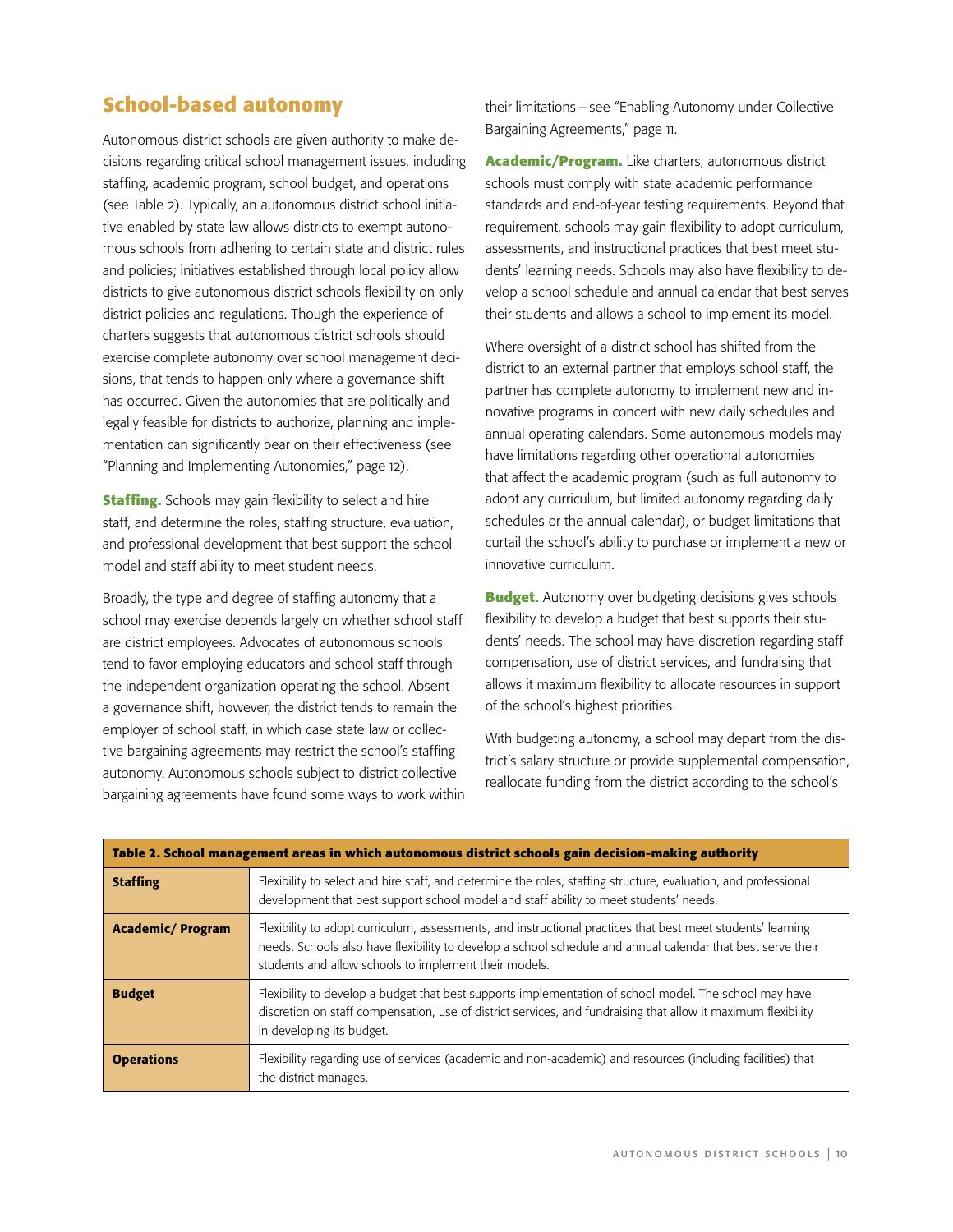## School-based autonomy

Autonomous district schools are given authority to make decisions regarding critical school management issues, including staffing, academic program, school budget, and operations (see Table 2). Typically, an autonomous district school initiative enabled by state law allows districts to exempt autonomous schools from adhering to certain state and district rules and policies; initiatives established through local policy allow districts to give autonomous district schools flexibility on only district policies and regulations. Though the experience of charters suggests that autonomous district schools should exercise complete autonomy over school management decisions, that tends to happen only where a governance shift has occurred. Given the autonomies that are politically and legally feasible for districts to authorize, planning and implementation can significantly bear on their effectiveness (see "Planning and Implementing Autonomies," page 12).

**Staffing.** Schools may gain flexibility to select and hire staff, and determine the roles, staffing structure, evaluation, and professional development that best support the school model and staff ability to meet student needs.

Broadly, the type and degree of staffing autonomy that a school may exercise depends largely on whether school staff are district employees. Advocates of autonomous schools tend to favor employing educators and school staff through the independent organization operating the school. Absent a governance shift, however, the district tends to remain the employer of school staff, in which case state law or collective bargaining agreements may restrict the school's staffing autonomy. Autonomous schools subject to district collective bargaining agreements have found some ways to work within their limitations—see "Enabling Autonomy under Collective Bargaining Agreements," page 11.

**Academic/Program.** Like charters, autonomous district schools must comply with state academic performance standards and end-of-year testing requirements. Beyond that requirement, schools may gain flexibility to adopt curriculum, assessments, and instructional practices that best meet students' learning needs. Schools may also have flexibility to develop a school schedule and annual calendar that best serves their students and allows a school to implement its model.

Where oversight of a district school has shifted from the district to an external partner that employs school staff, the partner has complete autonomy to implement new and innovative programs in concert with new daily schedules and annual operating calendars. Some autonomous models may have limitations regarding other operational autonomies that affect the academic program (such as full autonomy to adopt any curriculum, but limited autonomy regarding daily schedules or the annual calendar), or budget limitations that curtail the school's ability to purchase or implement a new or innovative curriculum.

**Budget.** Autonomy over budgeting decisions gives schools flexibility to develop a budget that best supports their students' needs. The school may have discretion regarding staff compensation, use of district services, and fundraising that allows it maximum flexibility to allocate resources in support of the school's highest priorities.

With budgeting autonomy, a school may depart from the district's salary structure or provide supplemental compensation, reallocate funding from the district according to the school's

**Table 2. School management areas in which autonomous district schools gain decision-making authority**

| Area | Description |
|---|---|
| **Staffing** | Flexibility to select and hire staff, and determine the roles, staffing structure, evaluation, and professional development that best support school model and staff ability to meet students' needs. |
| **Academic/ Program** | Flexibility to adopt curriculum, assessments, and instructional practices that best meet students' learning needs. Schools also have flexibility to develop a school schedule and annual calendar that best serve their students and allow schools to implement their models. |
| **Budget** | Flexibility to develop a budget that best supports implementation of school model. The school may have discretion on staff compensation, use of district services, and fundraising that allow it maximum flexibility in developing its budget. |
| **Operations** | Flexibility regarding use of services (academic and non-academic) and resources (including facilities) that the district manages. |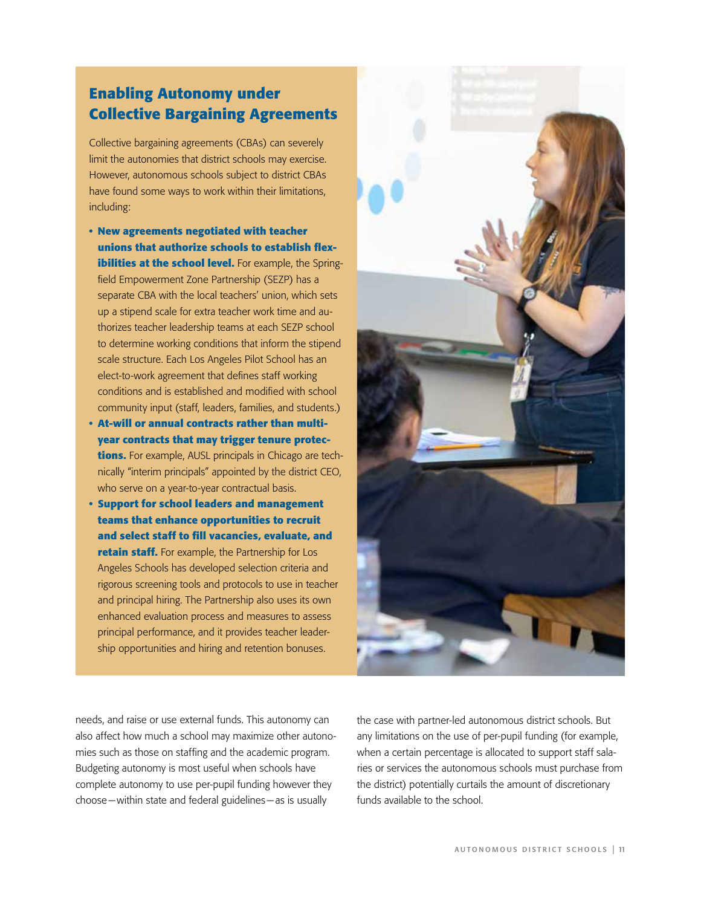## Enabling Autonomy under Collective Bargaining Agreements

Collective bargaining agreements (CBAs) can severely limit the autonomies that district schools may exercise. However, autonomous schools subject to district CBAs have found some ways to work within their limitations, including:

- **New agreements negotiated with teacher unions that authorize schools to establish flexibilities at the school level.** For example, the Springfield Empowerment Zone Partnership (SEZP) has a separate CBA with the local teachers' union, which sets up a stipend scale for extra teacher work time and authorizes teacher leadership teams at each SEZP school to determine working conditions that inform the stipend scale structure. Each Los Angeles Pilot School has an elect-to-work agreement that defines staff working conditions and is established and modified with school community input (staff, leaders, families, and students.)
- **At-will or annual contracts rather than multi-year contracts that may trigger tenure protections.** For example, AUSL principals in Chicago are technically "interim principals" appointed by the district CEO, who serve on a year-to-year contractual basis.
- **Support for school leaders and management teams that enhance opportunities to recruit and select staff to fill vacancies, evaluate, and retain staff.** For example, the Partnership for Los Angeles Schools has developed selection criteria and rigorous screening tools and protocols to use in teacher and principal hiring. The Partnership also uses its own enhanced evaluation process and measures to assess principal performance, and it provides teacher leadership opportunities and hiring and retention bonuses.

needs, and raise or use external funds. This autonomy can also affect how much a school may maximize other autonomies such as those on staffing and the academic program. Budgeting autonomy is most useful when schools have complete autonomy to use per-pupil funding however they choose—within state and federal guidelines—as is usually the case with partner-led autonomous district schools. But any limitations on the use of per-pupil funding (for example, when a certain percentage is allocated to support staff salaries or services the autonomous schools must purchase from the district) potentially curtails the amount of discretionary funds available to the school.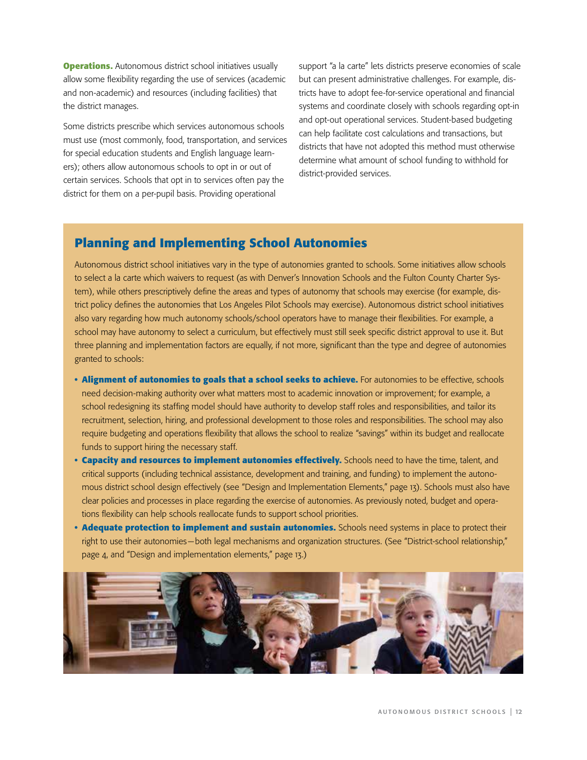**Operations.** Autonomous district school initiatives usually allow some flexibility regarding the use of services (academic and non-academic) and resources (including facilities) that the district manages.

Some districts prescribe which services autonomous schools must use (most commonly, food, transportation, and services for special education students and English language learners); others allow autonomous schools to opt in or out of certain services. Schools that opt in to services often pay the district for them on a per-pupil basis. Providing operational support "a la carte" lets districts preserve economies of scale but can present administrative challenges. For example, districts have to adopt fee-for-service operational and financial systems and coordinate closely with schools regarding opt-in and opt-out operational services. Student-based budgeting can help facilitate cost calculations and transactions, but districts that have not adopted this method must otherwise determine what amount of school funding to withhold for district-provided services.

## Planning and Implementing School Autonomies

Autonomous district school initiatives vary in the type of autonomies granted to schools. Some initiatives allow schools to select a la carte which waivers to request (as with Denver's Innovation Schools and the Fulton County Charter System), while others prescriptively define the areas and types of autonomy that schools may exercise (for example, district policy defines the autonomies that Los Angeles Pilot Schools may exercise). Autonomous district school initiatives also vary regarding how much autonomy schools/school operators have to manage their flexibilities. For example, a school may have autonomy to select a curriculum, but effectively must still seek specific district approval to use it. But three planning and implementation factors are equally, if not more, significant than the type and degree of autonomies granted to schools:

- **Alignment of autonomies to goals that a school seeks to achieve.** For autonomies to be effective, schools need decision-making authority over what matters most to academic innovation or improvement; for example, a school redesigning its staffing model should have authority to develop staff roles and responsibilities, and tailor its recruitment, selection, hiring, and professional development to those roles and responsibilities. The school may also require budgeting and operations flexibility that allows the school to realize "savings" within its budget and reallocate funds to support hiring the necessary staff.
- **Capacity and resources to implement autonomies effectively.** Schools need to have the time, talent, and critical supports (including technical assistance, development and training, and funding) to implement the autonomous district school design effectively (see "Design and Implementation Elements," page 13). Schools must also have clear policies and processes in place regarding the exercise of autonomies. As previously noted, budget and operations flexibility can help schools reallocate funds to support school priorities.
- **Adequate protection to implement and sustain autonomies.** Schools need systems in place to protect their right to use their autonomies—both legal mechanisms and organization structures. (See "District-school relationship," page 4, and "Design and implementation elements," page 13.)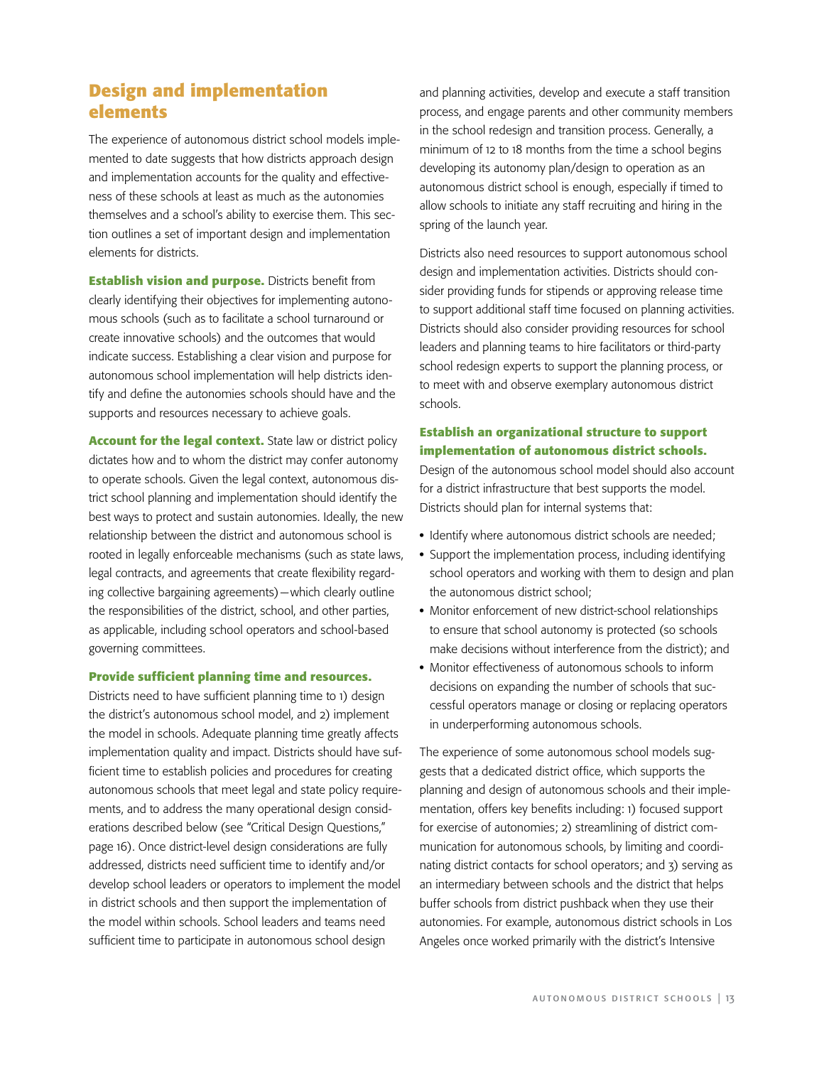## Design and implementation elements

The experience of autonomous district school models implemented to date suggests that how districts approach design and implementation accounts for the quality and effectiveness of these schools at least as much as the autonomies themselves and a school's ability to exercise them. This section outlines a set of important design and implementation elements for districts.

**Establish vision and purpose.** Districts benefit from clearly identifying their objectives for implementing autonomous schools (such as to facilitate a school turnaround or create innovative schools) and the outcomes that would indicate success. Establishing a clear vision and purpose for autonomous school implementation will help districts identify and define the autonomies schools should have and the supports and resources necessary to achieve goals.

**Account for the legal context.** State law or district policy dictates how and to whom the district may confer autonomy to operate schools. Given the legal context, autonomous district school planning and implementation should identify the best ways to protect and sustain autonomies. Ideally, the new relationship between the district and autonomous school is rooted in legally enforceable mechanisms (such as state laws, legal contracts, and agreements that create flexibility regarding collective bargaining agreements)—which clearly outline the responsibilities of the district, school, and other parties, as applicable, including school operators and school-based governing committees.

**Provide sufficient planning time and resources.**
Districts need to have sufficient planning time to 1) design the district's autonomous school model, and 2) implement the model in schools. Adequate planning time greatly affects implementation quality and impact. Districts should have sufficient time to establish policies and procedures for creating autonomous schools that meet legal and state policy requirements, and to address the many operational design considerations described below (see "Critical Design Questions," page 16). Once district-level design considerations are fully addressed, districts need sufficient time to identify and/or develop school leaders or operators to implement the model in district schools and then support the implementation of the model within schools. School leaders and teams need sufficient time to participate in autonomous school design and planning activities, develop and execute a staff transition process, and engage parents and other community members in the school redesign and transition process. Generally, a minimum of 12 to 18 months from the time a school begins developing its autonomy plan/design to operation as an autonomous district school is enough, especially if timed to allow schools to initiate any staff recruiting and hiring in the spring of the launch year.

Districts also need resources to support autonomous school design and implementation activities. Districts should consider providing funds for stipends or approving release time to support additional staff time focused on planning activities. Districts should also consider providing resources for school leaders and planning teams to hire facilitators or third-party school redesign experts to support the planning process, or to meet with and observe exemplary autonomous district schools.

**Establish an organizational structure to support implementation of autonomous district schools.**
Design of the autonomous school model should also account for a district infrastructure that best supports the model. Districts should plan for internal systems that:

- Identify where autonomous district schools are needed;
- Support the implementation process, including identifying school operators and working with them to design and plan the autonomous district school;
- Monitor enforcement of new district-school relationships to ensure that school autonomy is protected (so schools make decisions without interference from the district); and
- Monitor effectiveness of autonomous schools to inform decisions on expanding the number of schools that successful operators manage or closing or replacing operators in underperforming autonomous schools.

The experience of some autonomous school models suggests that a dedicated district office, which supports the planning and design of autonomous schools and their implementation, offers key benefits including: 1) focused support for exercise of autonomies; 2) streamlining of district communication for autonomous schools, by limiting and coordinating district contacts for school operators; and 3) serving as an intermediary between schools and the district that helps buffer schools from district pushback when they use their autonomies. For example, autonomous district schools in Los Angeles once worked primarily with the district's Intensive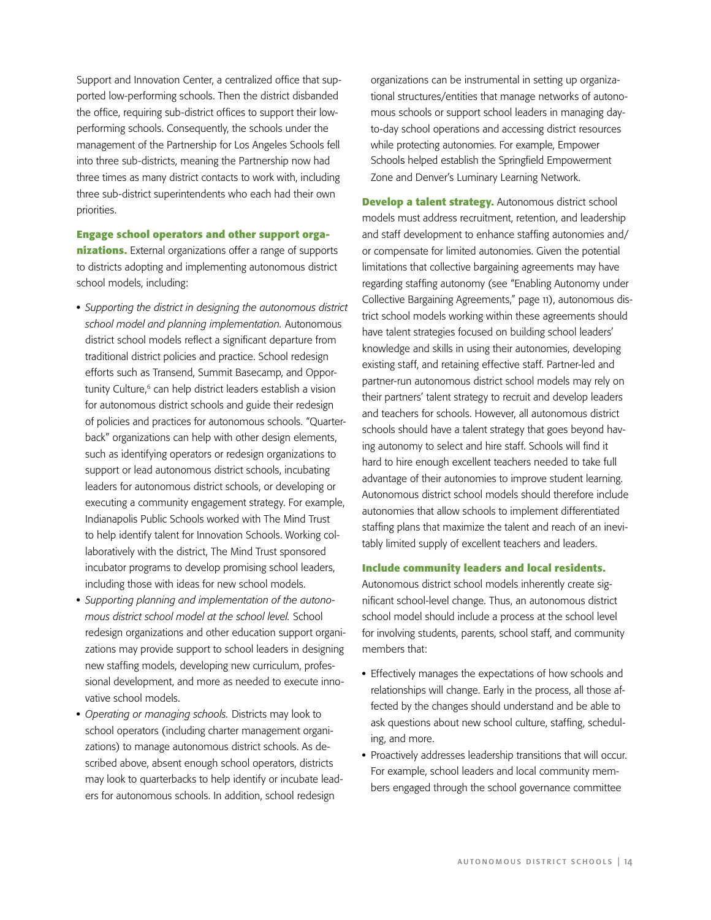Support and Innovation Center, a centralized office that supported low-performing schools. Then the district disbanded the office, requiring sub-district offices to support their low-performing schools. Consequently, the schools under the management of the Partnership for Los Angeles Schools fell into three sub-districts, meaning the Partnership now had three times as many district contacts to work with, including three sub-district superintendents who each had their own priorities.

**Engage school operators and other support organizations.** External organizations offer a range of supports to districts adopting and implementing autonomous district school models, including:

- *Supporting the district in designing the autonomous district school model and planning implementation.* Autonomous district school models reflect a significant departure from traditional district policies and practice. School redesign efforts such as Transend, Summit Basecamp, and Opportunity Culture,[6] can help district leaders establish a vision for autonomous district schools and guide their redesign of policies and practices for autonomous schools. "Quarterback" organizations can help with other design elements, such as identifying operators or redesign organizations to support or lead autonomous district schools, incubating leaders for autonomous district schools, or developing or executing a community engagement strategy. For example, Indianapolis Public Schools worked with The Mind Trust to help identify talent for Innovation Schools. Working collaboratively with the district, The Mind Trust sponsored incubator programs to develop promising school leaders, including those with ideas for new school models.
- *Supporting planning and implementation of the autonomous district school model at the school level.* School redesign organizations and other education support organizations may provide support to school leaders in designing new staffing models, developing new curriculum, professional development, and more as needed to execute innovative school models.
- *Operating or managing schools.* Districts may look to school operators (including charter management organizations) to manage autonomous district schools. As described above, absent enough school operators, districts may look to quarterbacks to help identify or incubate leaders for autonomous schools. In addition, school redesign organizations can be instrumental in setting up organizational structures/entities that manage networks of autonomous schools or support school leaders in managing day-to-day school operations and accessing district resources while protecting autonomies. For example, Empower Schools helped establish the Springfield Empowerment Zone and Denver's Luminary Learning Network.

**Develop a talent strategy.** Autonomous district school models must address recruitment, retention, and leadership and staff development to enhance staffing autonomies and/or compensate for limited autonomies. Given the potential limitations that collective bargaining agreements may have regarding staffing autonomy (see "Enabling Autonomy under Collective Bargaining Agreements," page 11), autonomous district school models working within these agreements should have talent strategies focused on building school leaders' knowledge and skills in using their autonomies, developing existing staff, and retaining effective staff. Partner-led and partner-run autonomous district school models may rely on their partners' talent strategy to recruit and develop leaders and teachers for schools. However, all autonomous district schools should have a talent strategy that goes beyond having autonomy to select and hire staff. Schools will find it hard to hire enough excellent teachers needed to take full advantage of their autonomies to improve student learning. Autonomous district school models should therefore include autonomies that allow schools to implement differentiated staffing plans that maximize the talent and reach of an inevitably limited supply of excellent teachers and leaders.

**Include community leaders and local residents.** Autonomous district school models inherently create significant school-level change. Thus, an autonomous district school model should include a process at the school level for involving students, parents, school staff, and community members that:

- Effectively manages the expectations of how schools and relationships will change. Early in the process, all those affected by the changes should understand and be able to ask questions about new school culture, staffing, scheduling, and more.
- Proactively addresses leadership transitions that will occur. For example, school leaders and local community members engaged through the school governance committee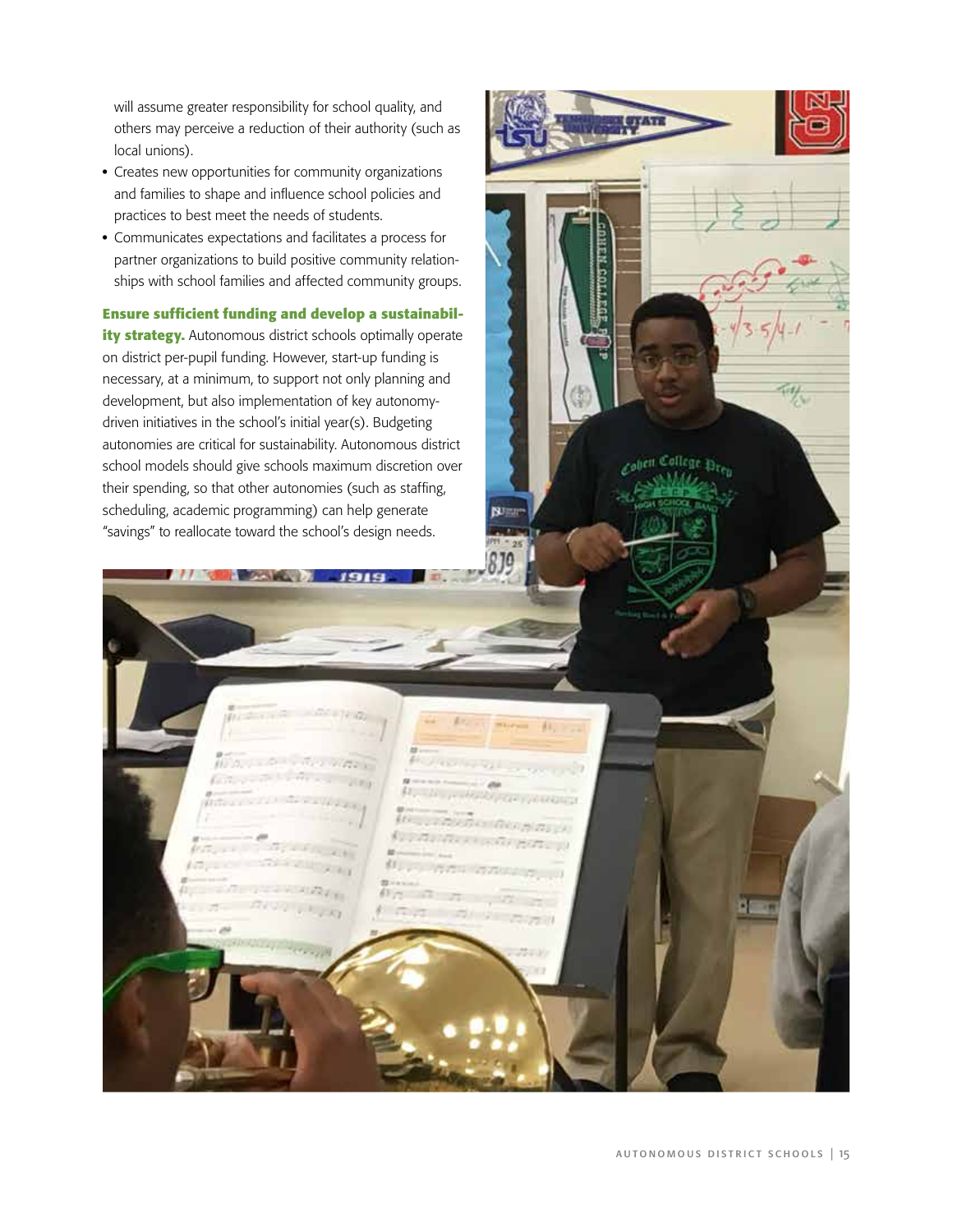will assume greater responsibility for school quality, and others may perceive a reduction of their authority (such as local unions).

- Creates new opportunities for community organizations and families to shape and influence school policies and practices to best meet the needs of students.
- Communicates expectations and facilitates a process for partner organizations to build positive community relationships with school families and affected community groups.

**Ensure sufficient funding and develop a sustainability strategy.** Autonomous district schools optimally operate on district per-pupil funding. However, start-up funding is necessary, at a minimum, to support not only planning and development, but also implementation of key autonomy-driven initiatives in the school's initial year(s). Budgeting autonomies are critical for sustainability. Autonomous district school models should give schools maximum discretion over their spending, so that other autonomies (such as staffing, scheduling, academic programming) can help generate "savings" to reallocate toward the school's design needs.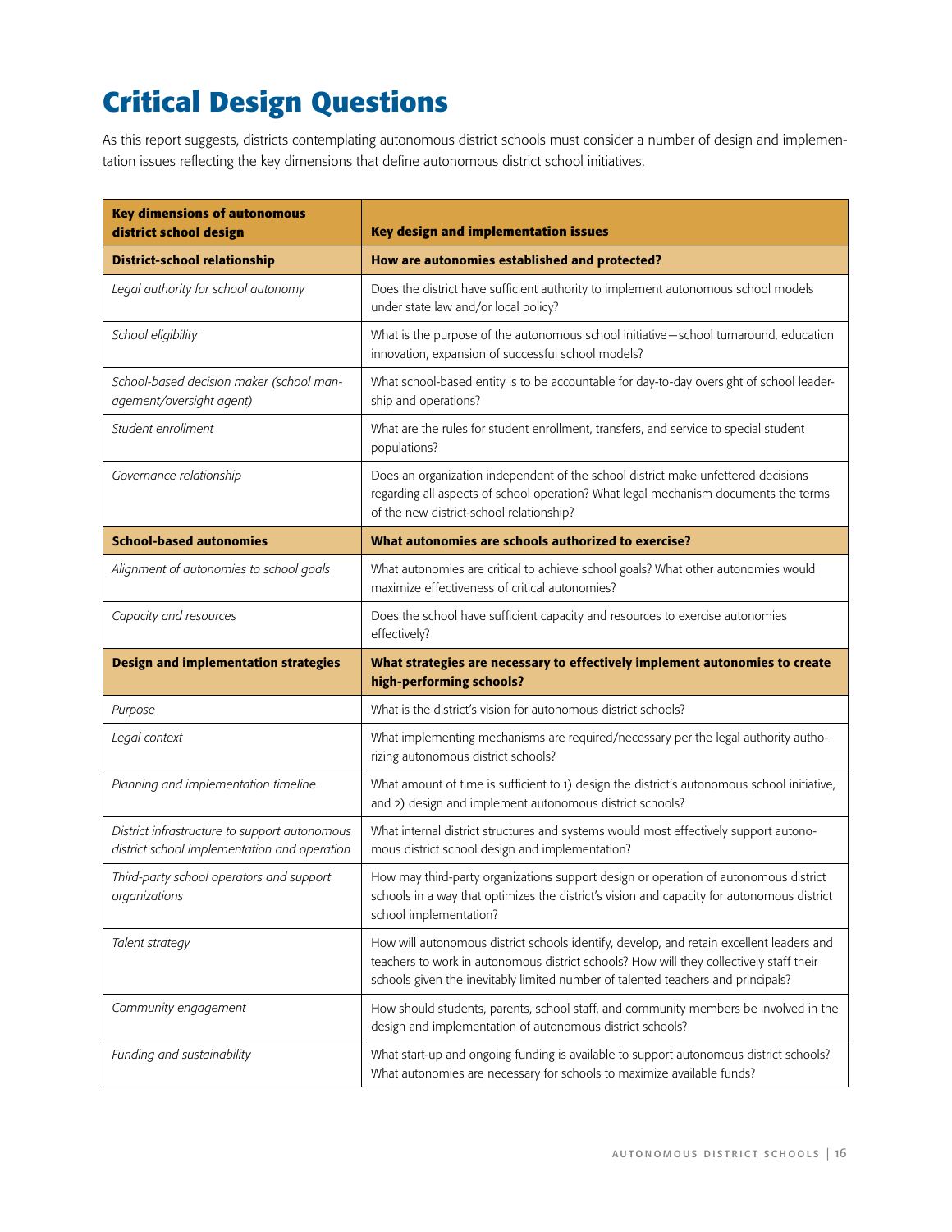# Critical Design Questions

As this report suggests, districts contemplating autonomous district schools must consider a number of design and implementation issues reflecting the key dimensions that define autonomous district school initiatives.

| Key dimensions of autonomous district school design | Key design and implementation issues |
|---|---|
| **District-school relationship** | **How are autonomies established and protected?** |
| *Legal authority for school autonomy* | Does the district have sufficient authority to implement autonomous school models under state law and/or local policy? |
| *School eligibility* | What is the purpose of the autonomous school initiative—school turnaround, education innovation, expansion of successful school models? |
| *School-based decision maker (school management/oversight agent)* | What school-based entity is to be accountable for day-to-day oversight of school leadership and operations? |
| *Student enrollment* | What are the rules for student enrollment, transfers, and service to special student populations? |
| *Governance relationship* | Does an organization independent of the school district make unfettered decisions regarding all aspects of school operation? What legal mechanism documents the terms of the new district-school relationship? |
| **School-based autonomies** | **What autonomies are schools authorized to exercise?** |
| *Alignment of autonomies to school goals* | What autonomies are critical to achieve school goals? What other autonomies would maximize effectiveness of critical autonomies? |
| *Capacity and resources* | Does the school have sufficient capacity and resources to exercise autonomies effectively? |
| **Design and implementation strategies** | **What strategies are necessary to effectively implement autonomies to create high-performing schools?** |
| *Purpose* | What is the district's vision for autonomous district schools? |
| *Legal context* | What implementing mechanisms are required/necessary per the legal authority authorizing autonomous district schools? |
| *Planning and implementation timeline* | What amount of time is sufficient to 1) design the district's autonomous school initiative, and 2) design and implement autonomous district schools? |
| *District infrastructure to support autonomous district school implementation and operation* | What internal district structures and systems would most effectively support autonomous district school design and implementation? |
| *Third-party school operators and support organizations* | How may third-party organizations support design or operation of autonomous district schools in a way that optimizes the district's vision and capacity for autonomous district school implementation? |
| *Talent strategy* | How will autonomous district schools identify, develop, and retain excellent leaders and teachers to work in autonomous district schools? How will they collectively staff their schools given the inevitably limited number of talented teachers and principals? |
| *Community engagement* | How should students, parents, school staff, and community members be involved in the design and implementation of autonomous district schools? |
| *Funding and sustainability* | What start-up and ongoing funding is available to support autonomous district schools? What autonomies are necessary for schools to maximize available funds? |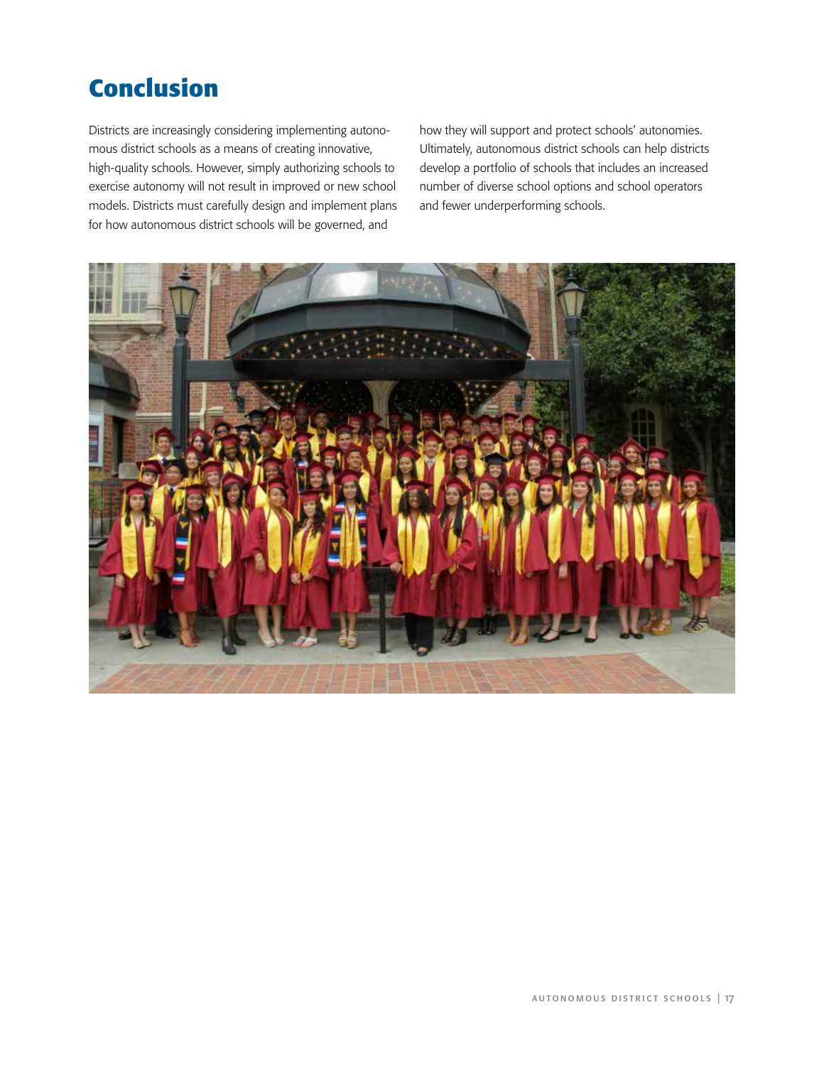# Conclusion

Districts are increasingly considering implementing autonomous district schools as a means of creating innovative, high-quality schools. However, simply authorizing schools to exercise autonomy will not result in improved or new school models. Districts must carefully design and implement plans for how autonomous district schools will be governed, and how they will support and protect schools' autonomies. Ultimately, autonomous district schools can help districts develop a portfolio of schools that includes an increased number of diverse school options and school operators and fewer underperforming schools.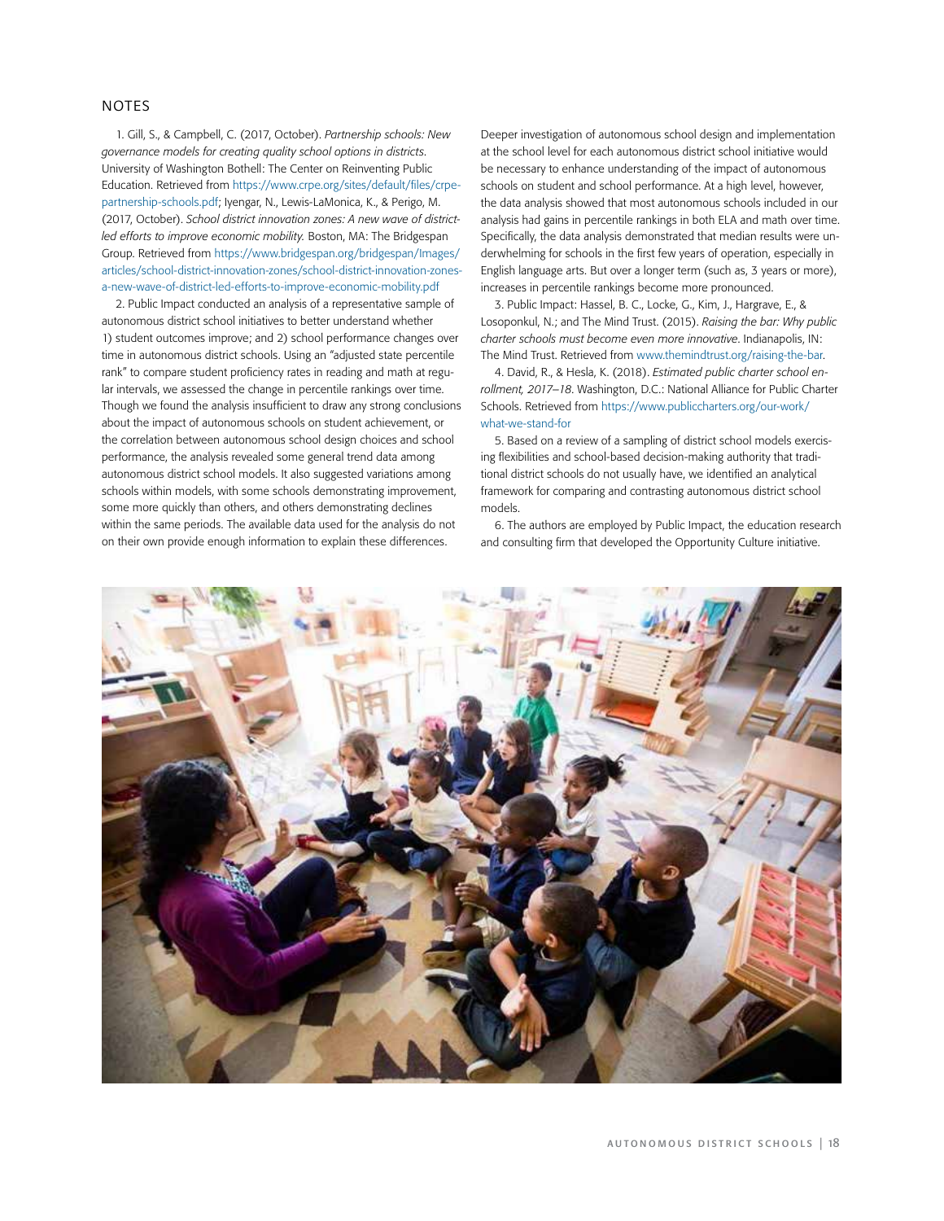## NOTES

1. Gill, S., & Campbell, C. (2017, October). *Partnership schools: New governance models for creating quality school options in districts*. University of Washington Bothell: The Center on Reinventing Public Education. Retrieved from https://www.crpe.org/sites/default/files/crpe-partnership-schools.pdf; Iyengar, N., Lewis-LaMonica, K., & Perigo, M. (2017, October). *School district innovation zones: A new wave of district-led efforts to improve economic mobility.* Boston, MA: The Bridgespan Group. Retrieved from https://www.bridgespan.org/bridgespan/Images/articles/school-district-innovation-zones/school-district-innovation-zones-a-new-wave-of-district-led-efforts-to-improve-economic-mobility.pdf

2. Public Impact conducted an analysis of a representative sample of autonomous district school initiatives to better understand whether 1) student outcomes improve; and 2) school performance changes over time in autonomous district schools. Using an "adjusted state percentile rank" to compare student proficiency rates in reading and math at regular intervals, we assessed the change in percentile rankings over time. Though we found the analysis insufficient to draw any strong conclusions about the impact of autonomous schools on student achievement, or the correlation between autonomous school design choices and school performance, the analysis revealed some general trend data among autonomous district school models. It also suggested variations among schools within models, with some schools demonstrating improvement, some more quickly than others, and others demonstrating declines within the same periods. The available data used for the analysis do not on their own provide enough information to explain these differences. Deeper investigation of autonomous school design and implementation at the school level for each autonomous district school initiative would be necessary to enhance understanding of the impact of autonomous schools on student and school performance. At a high level, however, the data analysis showed that most autonomous schools included in our analysis had gains in percentile rankings in both ELA and math over time. Specifically, the data analysis demonstrated that median results were underwhelming for schools in the first few years of operation, especially in English language arts. But over a longer term (such as, 3 years or more), increases in percentile rankings become more pronounced.

3. Public Impact: Hassel, B. C., Locke, G., Kim, J., Hargrave, E., & Losoponkul, N.; and The Mind Trust. (2015). *Raising the bar: Why public charter schools must become even more innovative*. Indianapolis, IN: The Mind Trust. Retrieved from www.themindtrust.org/raising-the-bar.

4. David, R., & Hesla, K. (2018). *Estimated public charter school enrollment, 2017–18*. Washington, D.C.: National Alliance for Public Charter Schools. Retrieved from https://www.publiccharters.org/our-work/what-we-stand-for

5. Based on a review of a sampling of district school models exercising flexibilities and school-based decision-making authority that traditional district schools do not usually have, we identified an analytical framework for comparing and contrasting autonomous district school models.

6. The authors are employed by Public Impact, the education research and consulting firm that developed the Opportunity Culture initiative.